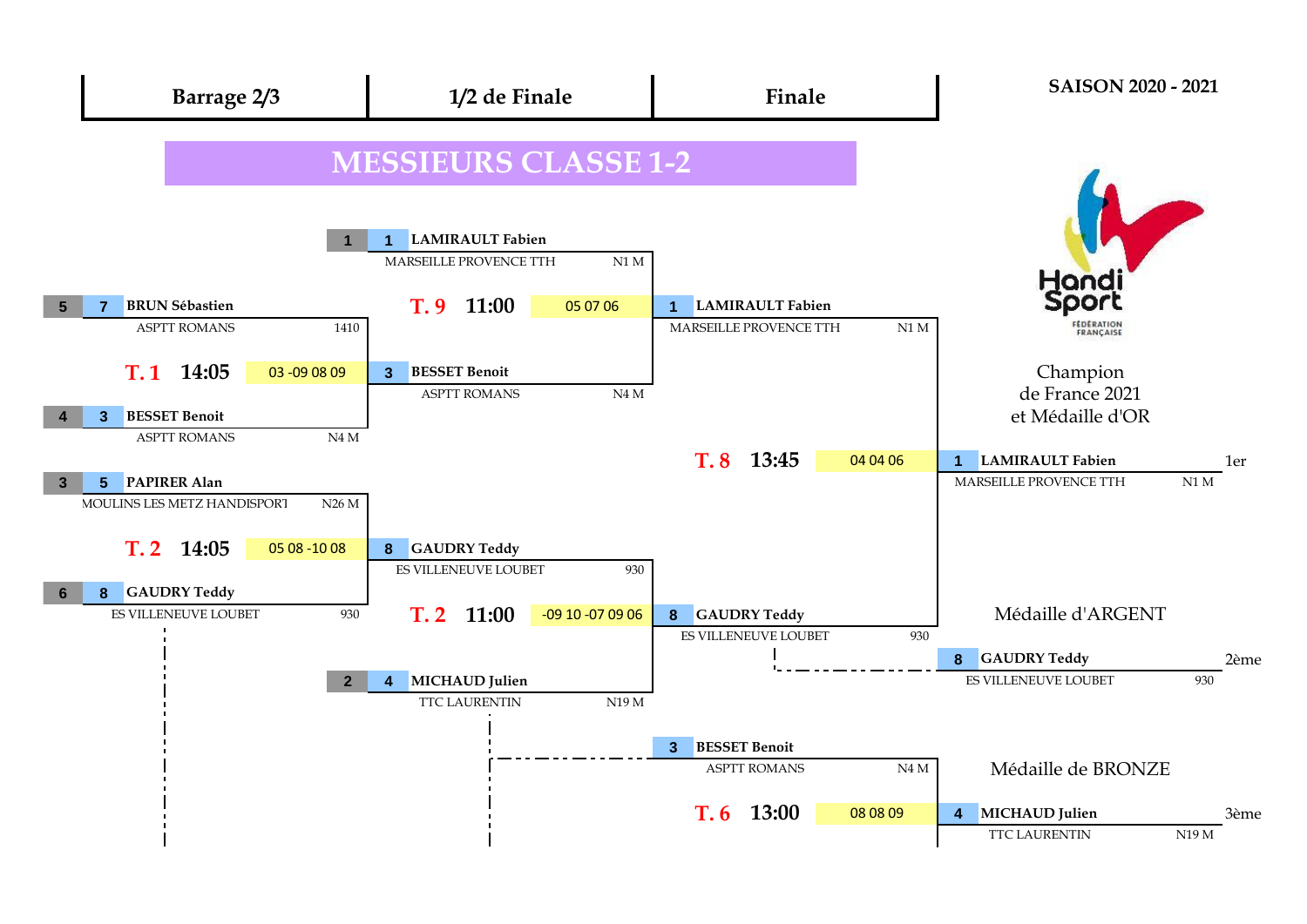SAISON 2020 - 2021

| Barrage 2/3 | 1/2 de Finale | Finale |
|---|---|---|

# MESSIEURS CLASSE 1-2

## Barrage 2/3

**T. 1** 14:05 — 03 -09 08 09

- 5 | 7 **BRUN Sébastien** — ASPTT ROMANS — 1410
- 4 | 3 **BESSET Benoit** — ASPTT ROMANS — N4 M

**T. 2** 14:05 — 05 08 -10 08

- 3 | 5 **PAPIRER Alan** — MOULINS LES METZ HANDISPORT — N26 M
- 6 | 8 **GAUDRY Teddy** — ES VILLENEUVE LOUBET — 930

## 1/2 de Finale

**T. 9** 11:00 — 05 07 06

- 1 | 1 **LAMIRAULT Fabien** — MARSEILLE PROVENCE TTH — N1 M
- 3 **BESSET Benoit** — ASPTT ROMANS — N4 M

**T. 2** 11:00 — -09 10 -07 09 06

- 8 **GAUDRY Teddy** — ES VILLENEUVE LOUBET — 930
- 2 | 4 **MICHAUD Julien** — TTC LAURENTIN — N19 M

## Finale

**T. 8** 13:45 — 04 04 06

- 1 **LAMIRAULT Fabien** — MARSEILLE PROVENCE TTH — N1 M
- 8 **GAUDRY Teddy** — ES VILLENEUVE LOUBET — 930

## Médaille de BRONZE

**T. 6** 13:00 — 08 08 09

- 3 **BESSET Benoit** — ASPTT ROMANS — N4 M
- 4 **MICHAUD Julien** — TTC LAURENTIN — N19 M

## Résultats

Champion de France 2021 et Médaille d'OR

- 1er : 1 **LAMIRAULT Fabien** — MARSEILLE PROVENCE TTH — N1 M

Médaille d'ARGENT

- 2ème : 8 **GAUDRY Teddy** — ES VILLENEUVE LOUBET — 930

Médaille de BRONZE

- 3ème : 4 **MICHAUD Julien** — TTC LAURENTIN — N19 M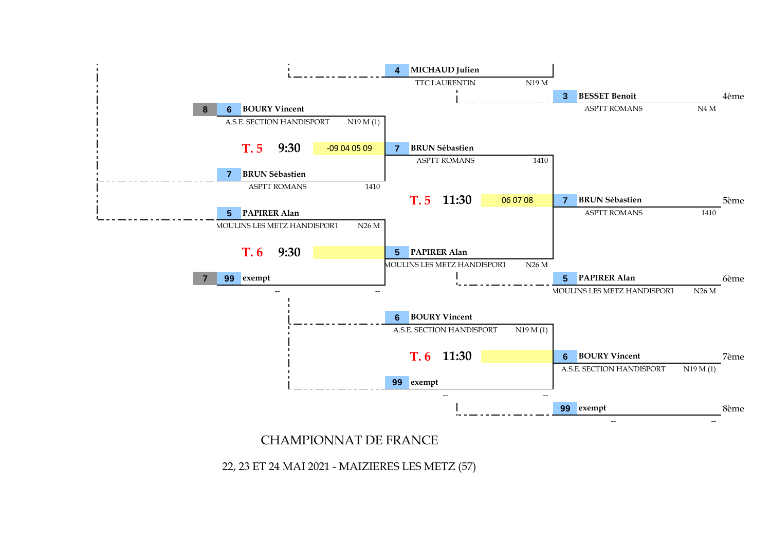4 **MICHAUD Julien**
TTC LAURENTIN — N19 M

3 **BESSET Benoit** — 4ème
ASPTT ROMANS — N4 M

8 | 6 **BOURY Vincent**
A.S.E. SECTION HANDISPORT — N19 M (1)

T. 5 — 9:30 — -09 04 05 09

7 **BRUN Sébastien**
ASPTT ROMANS — 1410

7 **BRUN Sébastien**
ASPTT ROMANS — 1410

T. 5 — 11:30 — 06 07 08

7 **BRUN Sébastien** — 5ème
ASPTT ROMANS — 1410

5 **PAPIRER Alan**
MOULINS LES METZ HANDISPORT — N26 M

T. 6 — 9:30

5 **PAPIRER Alan**
MOULINS LES METZ HANDISPORT — N26 M

7 | 99 **exempt**
-- --

5 **PAPIRER Alan** — 6ème
MOULINS LES METZ HANDISPORT — N26 M

6 **BOURY Vincent**
A.S.E. SECTION HANDISPORT — N19 M (1)

T. 6 — 11:30

6 **BOURY Vincent** — 7ème
A.S.E. SECTION HANDISPORT — N19 M (1)

99 **exempt**
-- --

99 **exempt** — 8ème
-- --

CHAMPIONNAT DE FRANCE

22, 23 ET 24 MAI 2021 - MAIZIERES LES METZ (57)